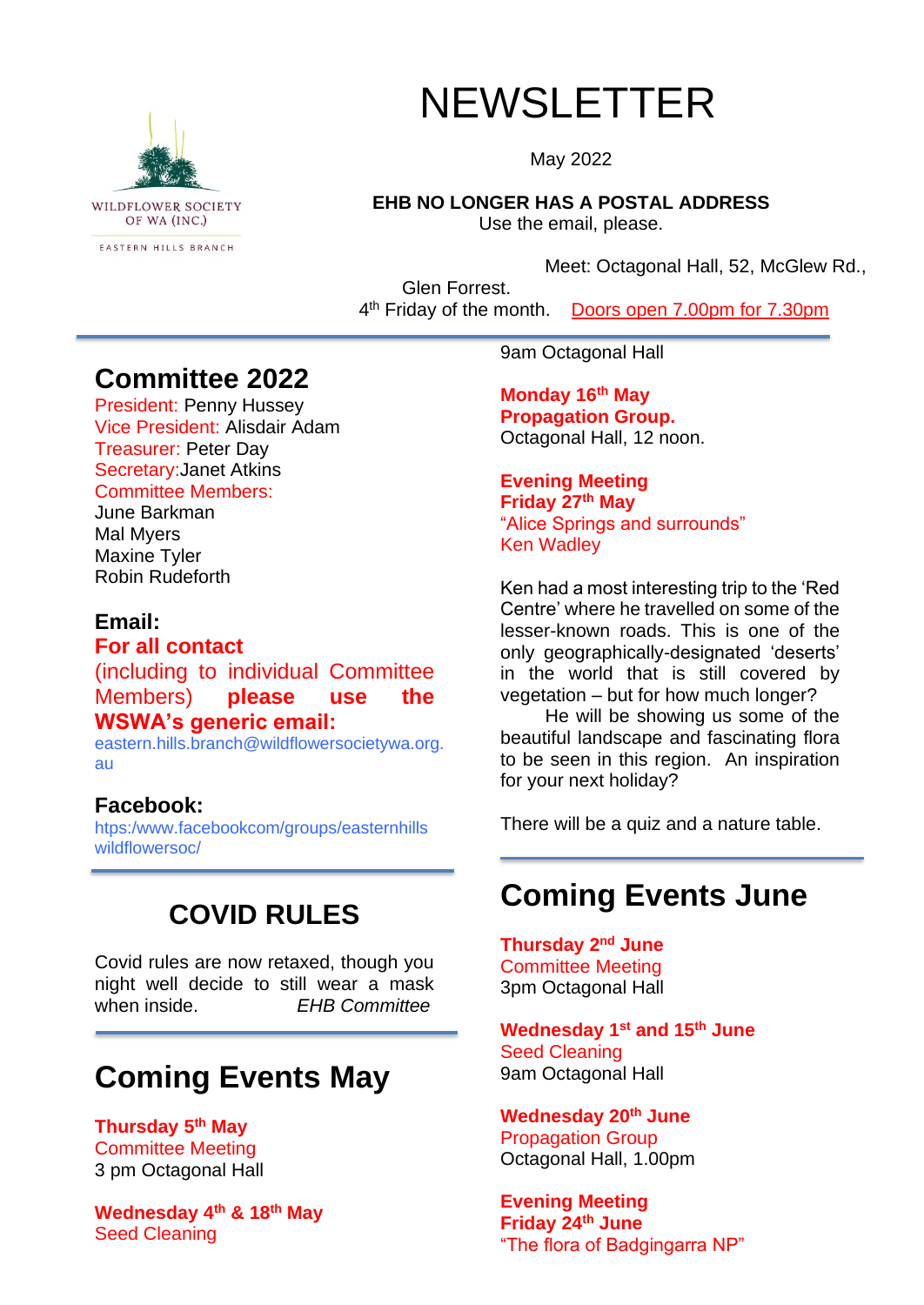WILDFLOWER SOCIETY OF WA (INC.)

EASTERN HILLS BRANCH

# NEWSLETTER

May 2022

**EHB NO LONGER HAS A POSTAL ADDRESS**
Use the email, please.

Meet: Octagonal Hall, 52, McGlew Rd., Glen Forrest.
4th Friday of the month. Doors open 7.00pm for 7.30pm

## Committee 2022

President: Penny Hussey
Vice President: Alisdair Adam
Treasurer: Peter Day
Secretary:Janet Atkins
Committee Members:
June Barkman
Mal Myers
Maxine Tyler
Robin Rudeforth

### Email:

**For all contact**
(including to individual Committee Members) **please use the WSWA's generic email:**
eastern.hills.branch@wildflowersocietywa.org.au

### Facebook:

https:/www.facebookcom/groups/easternhills wildflowersoc/

## COVID RULES

Covid rules are now retaxed, though you night well decide to still wear a mask when inside. *EHB Committee*

## Coming Events May

**Thursday 5th May**
Committee Meeting
3 pm Octagonal Hall

**Wednesday 4th & 18th May**
Seed Cleaning
9am Octagonal Hall

**Monday 16th May**
**Propagation Group.**
Octagonal Hall, 12 noon.

**Evening Meeting**
**Friday 27th May**
"Alice Springs and surrounds"
Ken Wadley

Ken had a most interesting trip to the 'Red Centre' where he travelled on some of the lesser-known roads. This is one of the only geographically-designated 'deserts' in the world that is still covered by vegetation – but for how much longer?
He will be showing us some of the beautiful landscape and fascinating flora to be seen in this region. An inspiration for your next holiday?

There will be a quiz and a nature table.

## Coming Events June

**Thursday 2nd June**
Committee Meeting
3pm Octagonal Hall

**Wednesday 1st and 15th June**
Seed Cleaning
9am Octagonal Hall

**Wednesday 20th June**
Propagation Group
Octagonal Hall, 1.00pm

**Evening Meeting**
**Friday 24th June**
"The flora of Badgingarra NP"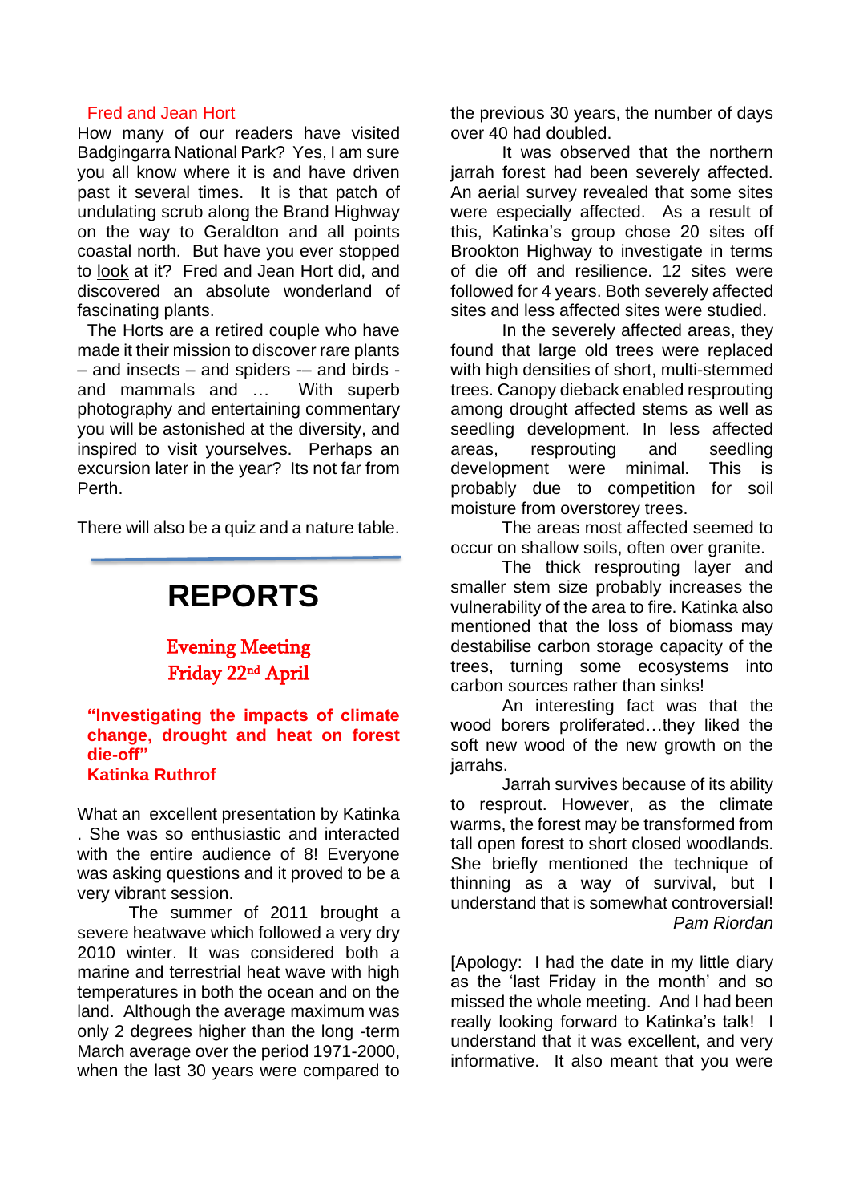Fred and Jean Hort

How many of our readers have visited Badgingarra National Park? Yes, I am sure you all know where it is and have driven past it several times. It is that patch of undulating scrub along the Brand Highway on the way to Geraldton and all points coastal north. But have you ever stopped to look at it? Fred and Jean Hort did, and discovered an absolute wonderland of fascinating plants.

The Horts are a retired couple who have made it their mission to discover rare plants – and insects – and spiders -– and birds - and mammals and … With superb photography and entertaining commentary you will be astonished at the diversity, and inspired to visit yourselves. Perhaps an excursion later in the year? Its not far from Perth.

There will also be a quiz and a nature table.

---

# REPORTS

## Evening Meeting
## Friday 22nd April

**"Investigating the impacts of climate change, drought and heat on forest die-off"**
**Katinka Ruthrof**

What an excellent presentation by Katinka . She was so enthusiastic and interacted with the entire audience of 8! Everyone was asking questions and it proved to be a very vibrant session.

The summer of 2011 brought a severe heatwave which followed a very dry 2010 winter. It was considered both a marine and terrestrial heat wave with high temperatures in both the ocean and on the land. Although the average maximum was only 2 degrees higher than the long -term March average over the period 1971-2000, when the last 30 years were compared to the previous 30 years, the number of days over 40 had doubled.

It was observed that the northern jarrah forest had been severely affected. An aerial survey revealed that some sites were especially affected. As a result of this, Katinka's group chose 20 sites off Brookton Highway to investigate in terms of die off and resilience. 12 sites were followed for 4 years. Both severely affected sites and less affected sites were studied.

In the severely affected areas, they found that large old trees were replaced with high densities of short, multi-stemmed trees. Canopy dieback enabled resprouting among drought affected stems as well as seedling development. In less affected areas, resprouting and seedling development were minimal. This is probably due to competition for soil moisture from overstorey trees.

The areas most affected seemed to occur on shallow soils, often over granite.

The thick resprouting layer and smaller stem size probably increases the vulnerability of the area to fire. Katinka also mentioned that the loss of biomass may destabilise carbon storage capacity of the trees, turning some ecosystems into carbon sources rather than sinks!

An interesting fact was that the wood borers proliferated…they liked the soft new wood of the new growth on the jarrahs.

Jarrah survives because of its ability to resprout. However, as the climate warms, the forest may be transformed from tall open forest to short closed woodlands. She briefly mentioned the technique of thinning as a way of survival, but I understand that is somewhat controversial!

*Pam Riordan*

[Apology: I had the date in my little diary as the 'last Friday in the month' and so missed the whole meeting. And I had been really looking forward to Katinka's talk! I understand that it was excellent, and very informative. It also meant that you were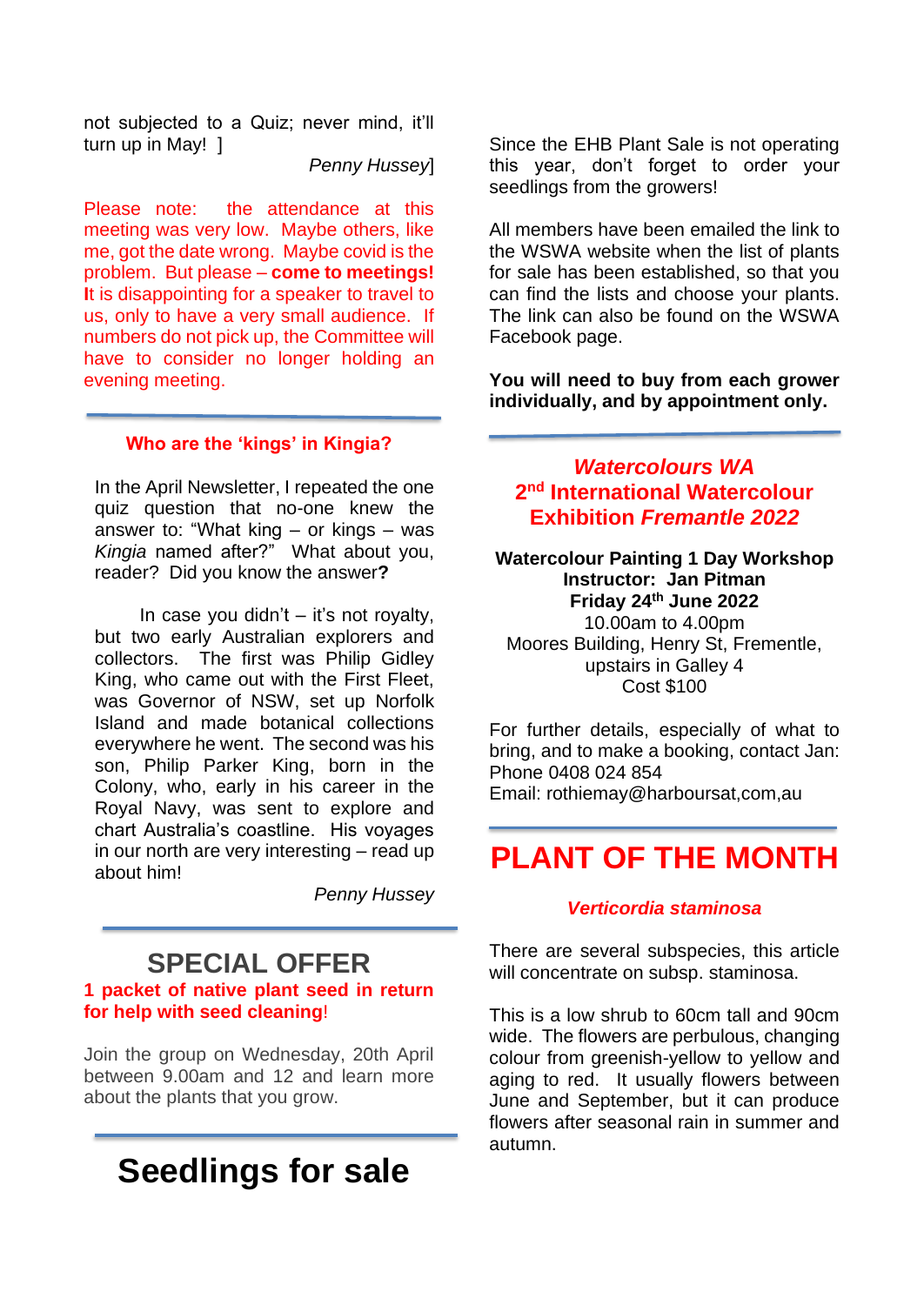not subjected to a Quiz; never mind, it'll turn up in May! ]

*Penny Hussey*]

Please note: the attendance at this meeting was very low. Maybe others, like me, got the date wrong. Maybe covid is the problem. But please – **come to meetings! I**t is disappointing for a speaker to travel to us, only to have a very small audience. If numbers do not pick up, the Committee will have to consider no longer holding an evening meeting.

---

### Who are the 'kings' in Kingia?

In the April Newsletter, I repeated the one quiz question that no-one knew the answer to: "What king – or kings – was *Kingia* named after?" What about you, reader? Did you know the answer**?**

In case you didn't – it's not royalty, but two early Australian explorers and collectors. The first was Philip Gidley King, who came out with the First Fleet, was Governor of NSW, set up Norfolk Island and made botanical collections everywhere he went. The second was his son, Philip Parker King, born in the Colony, who, early in his career in the Royal Navy, was sent to explore and chart Australia's coastline. His voyages in our north are very interesting – read up about him!

*Penny Hussey*

---

## SPECIAL OFFER

**1 packet of native plant seed in return for help with seed cleaning**!

Join the group on Wednesday, 20th April between 9.00am and 12 and learn more about the plants that you grow.

---

# Seedlings for sale

Since the EHB Plant Sale is not operating this year, don't forget to order your seedlings from the growers!

All members have been emailed the link to the WSWA website when the list of plants for sale has been established, so that you can find the lists and choose your plants. The link can also be found on the WSWA Facebook page.

**You will need to buy from each grower individually, and by appointment only.**

---

## *Watercolours WA*
## 2nd International Watercolour Exhibition *Fremantle 2022*

**Watercolour Painting 1 Day Workshop**
**Instructor: Jan Pitman**
**Friday 24th June 2022**
10.00am to 4.00pm
Moores Building, Henry St, Frementle, upstairs in Galley 4
Cost $100

For further details, especially of what to bring, and to make a booking, contact Jan:
Phone 0408 024 854
Email: rothiemay@harboursat,com,au

---

# PLANT OF THE MONTH

### *Verticordia staminosa*

There are several subspecies, this article will concentrate on subsp. staminosa.

This is a low shrub to 60cm tall and 90cm wide. The flowers are perbulous, changing colour from greenish-yellow to yellow and aging to red. It usually flowers between June and September, but it can produce flowers after seasonal rain in summer and autumn.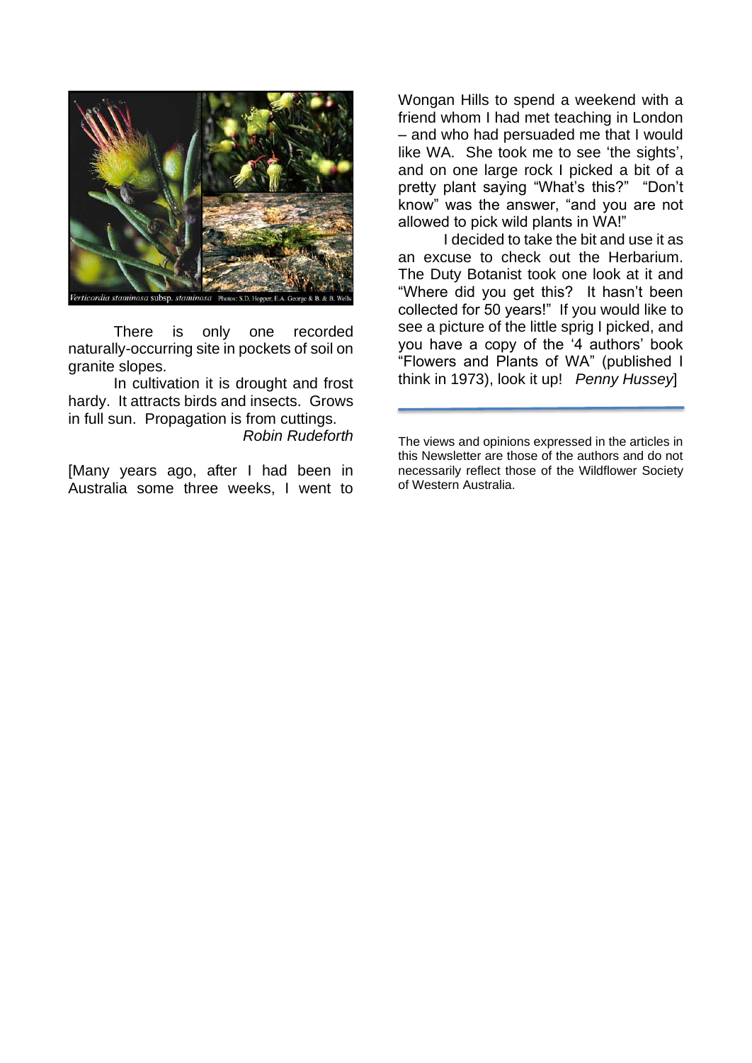*Verticordia staminosa* subsp. *staminosa* Photos: S.D. Hopper, E.A. George & B. & B. Wells

There is only one recorded naturally-occurring site in pockets of soil on granite slopes.

In cultivation it is drought and frost hardy. It attracts birds and insects. Grows in full sun. Propagation is from cuttings.

*Robin Rudeforth*

[Many years ago, after I had been in Australia some three weeks, I went to Wongan Hills to spend a weekend with a friend whom I had met teaching in London – and who had persuaded me that I would like WA. She took me to see 'the sights', and on one large rock I picked a bit of a pretty plant saying "What's this?" "Don't know" was the answer, "and you are not allowed to pick wild plants in WA!"

I decided to take the bit and use it as an excuse to check out the Herbarium. The Duty Botanist took one look at it and "Where did you get this? It hasn't been collected for 50 years!" If you would like to see a picture of the little sprig I picked, and you have a copy of the '4 authors' book "Flowers and Plants of WA" (published I think in 1973), look it up! *Penny Hussey*]

---

The views and opinions expressed in the articles in this Newsletter are those of the authors and do not necessarily reflect those of the Wildflower Society of Western Australia.